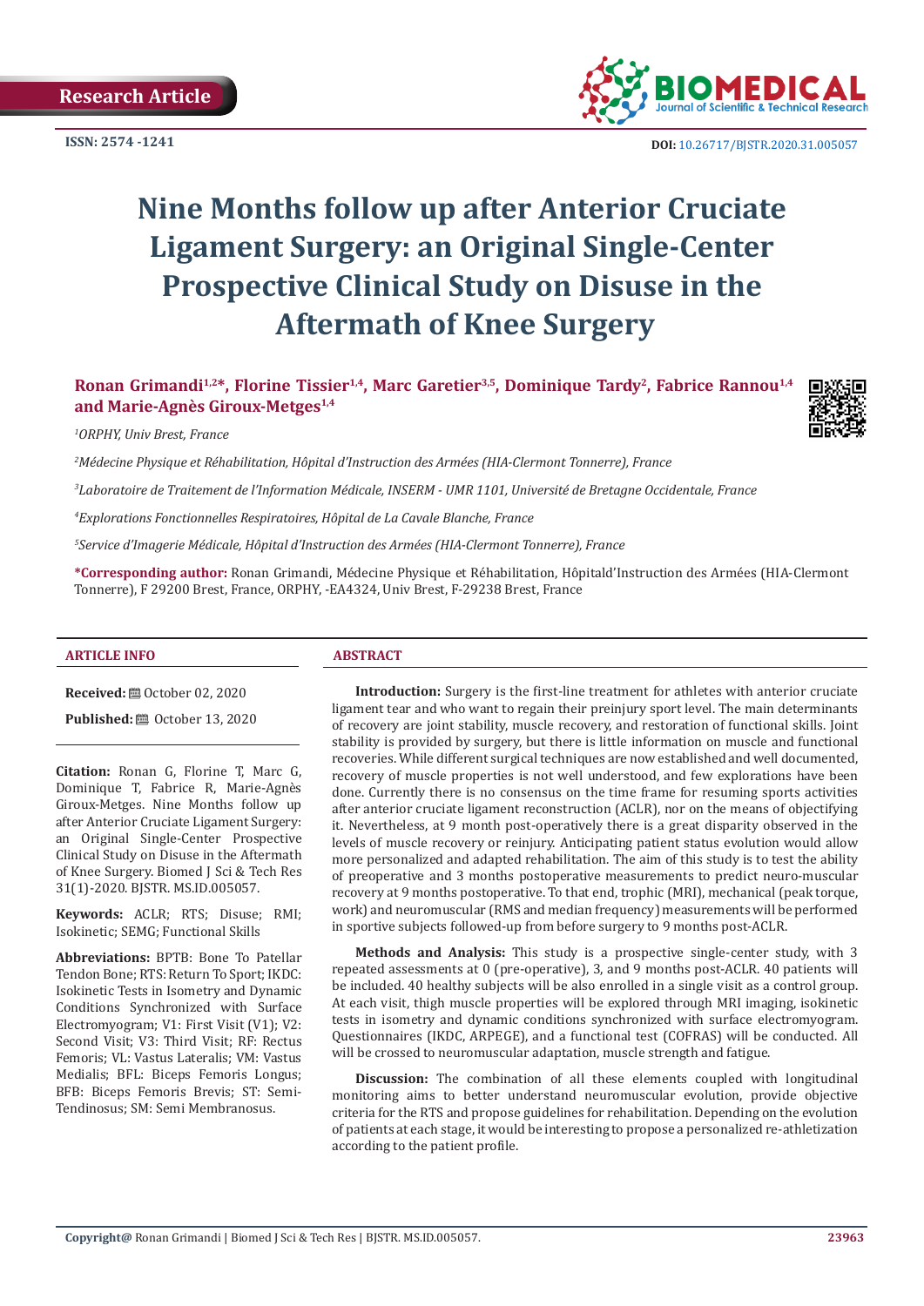Research Article

ISSN: 2574 -1241

DOI: 10.26717/BJSTR.2020.31.005057

# Nine Months follow up after Anterior Cruciate Ligament Surgery: an Original Single-Center Prospective Clinical Study on Disuse in the Aftermath of Knee Surgery

**Ronan Grimandi[1,2]\*, Florine Tissier[1,4], Marc Garetier[3,5], Dominique Tardy[2], Fabrice Rannou[1,4] and Marie-Agnès Giroux-Metges[1,4]**

[1]*ORPHY, Univ Brest, France*

[2]*Médecine Physique et Réhabilitation, Hôpital d'Instruction des Armées (HIA-Clermont Tonnerre), France*

[3]*Laboratoire de Traitement de l'Information Médicale, INSERM - UMR 1101, Université de Bretagne Occidentale, France*

[4]*Explorations Fonctionnelles Respiratoires, Hôpital de La Cavale Blanche, France*

[5]*Service d'Imagerie Médicale, Hôpital d'Instruction des Armées (HIA-Clermont Tonnerre), France*

**\*Corresponding author:** Ronan Grimandi, Médecine Physique et Réhabilitation, Hôpitald'Instruction des Armées (HIA-Clermont Tonnerre), F 29200 Brest, France, ORPHY, -EA4324, Univ Brest, F-29238 Brest, France

## ARTICLE INFO

**Received:** October 02, 2020

**Published:** October 13, 2020

**Citation:** Ronan G, Florine T, Marc G, Dominique T, Fabrice R, Marie-Agnès Giroux-Metges. Nine Months follow up after Anterior Cruciate Ligament Surgery: an Original Single-Center Prospective Clinical Study on Disuse in the Aftermath of Knee Surgery. Biomed J Sci & Tech Res 31(1)-2020. BJSTR. MS.ID.005057.

**Keywords:** ACLR; RTS; Disuse; RMI; Isokinetic; SEMG; Functional Skills

**Abbreviations:** BPTB: Bone To Patellar Tendon Bone; RTS: Return To Sport; IKDC: Isokinetic Tests in Isometry and Dynamic Conditions Synchronized with Surface Electromyogram; V1: First Visit (V1); V2: Second Visit; V3: Third Visit; RF: Rectus Femoris; VL: Vastus Lateralis; VM: Vastus Medialis; BFL: Biceps Femoris Longus; BFB: Biceps Femoris Brevis; ST: Semi-Tendinosus; SM: Semi Membranosus.

## ABSTRACT

**Introduction:** Surgery is the first-line treatment for athletes with anterior cruciate ligament tear and who want to regain their preinjury sport level. The main determinants of recovery are joint stability, muscle recovery, and restoration of functional skills. Joint stability is provided by surgery, but there is little information on muscle and functional recoveries. While different surgical techniques are now established and well documented, recovery of muscle properties is not well understood, and few explorations have been done. Currently there is no consensus on the time frame for resuming sports activities after anterior cruciate ligament reconstruction (ACLR), nor on the means of objectifying it. Nevertheless, at 9 month post-operatively there is a great disparity observed in the levels of muscle recovery or reinjury. Anticipating patient status evolution would allow more personalized and adapted rehabilitation. The aim of this study is to test the ability of preoperative and 3 months postoperative measurements to predict neuro-muscular recovery at 9 months postoperative. To that end, trophic (MRI), mechanical (peak torque, work) and neuromuscular (RMS and median frequency) measurements will be performed in sportive subjects followed-up from before surgery to 9 months post-ACLR.

**Methods and Analysis:** This study is a prospective single-center study, with 3 repeated assessments at 0 (pre-operative), 3, and 9 months post-ACLR. 40 patients will be included. 40 healthy subjects will be also enrolled in a single visit as a control group. At each visit, thigh muscle properties will be explored through MRI imaging, isokinetic tests in isometry and dynamic conditions synchronized with surface electromyogram. Questionnaires (IKDC, ARPEGE), and a functional test (COFRAS) will be conducted. All will be crossed to neuromuscular adaptation, muscle strength and fatigue.

**Discussion:** The combination of all these elements coupled with longitudinal monitoring aims to better understand neuromuscular evolution, provide objective criteria for the RTS and propose guidelines for rehabilitation. Depending on the evolution of patients at each stage, it would be interesting to propose a personalized re-athletization according to the patient profile.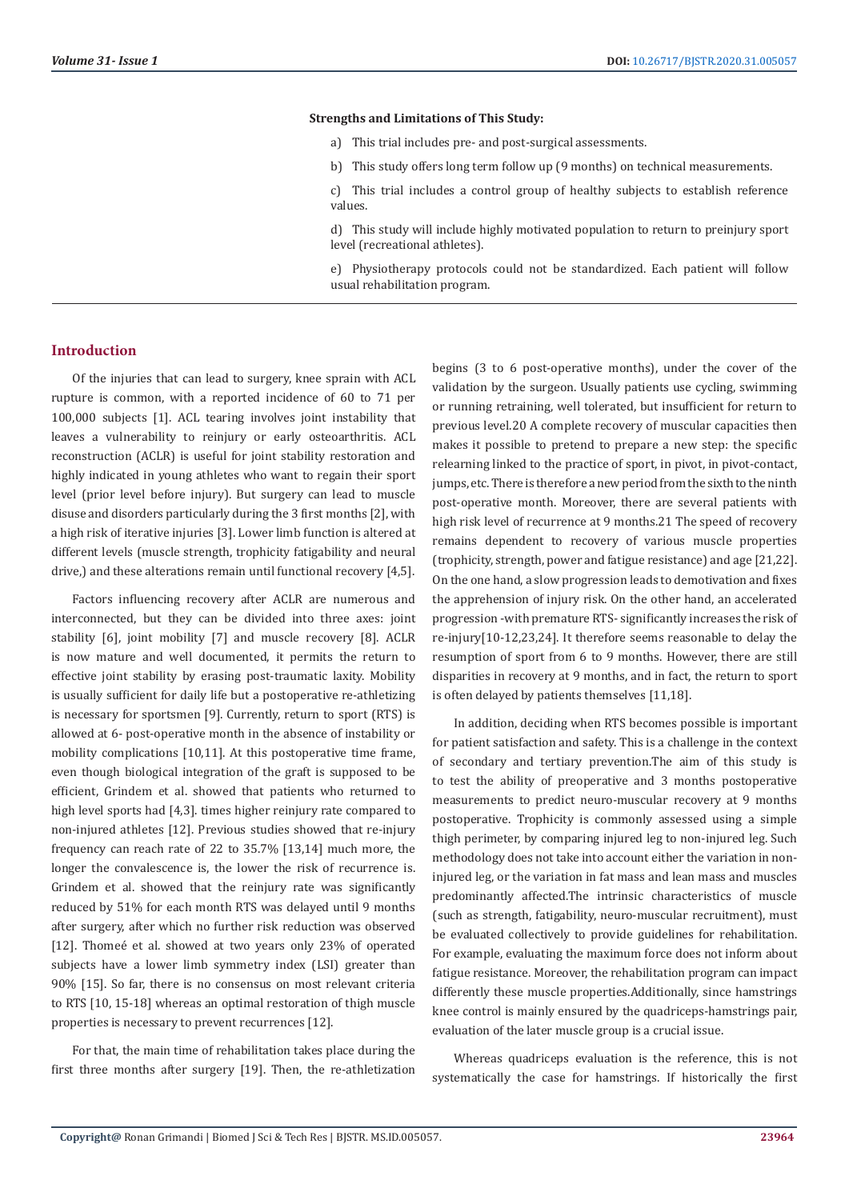**Strengths and Limitations of This Study:**

a) This trial includes pre- and post-surgical assessments.

b) This study offers long term follow up (9 months) on technical measurements.

c) This trial includes a control group of healthy subjects to establish reference values.

d) This study will include highly motivated population to return to preinjury sport level (recreational athletes).

e) Physiotherapy protocols could not be standardized. Each patient will follow usual rehabilitation program.

## Introduction

Of the injuries that can lead to surgery, knee sprain with ACL rupture is common, with a reported incidence of 60 to 71 per 100,000 subjects [1]. ACL tearing involves joint instability that leaves a vulnerability to reinjury or early osteoarthritis. ACL reconstruction (ACLR) is useful for joint stability restoration and highly indicated in young athletes who want to regain their sport level (prior level before injury). But surgery can lead to muscle disuse and disorders particularly during the 3 first months [2], with a high risk of iterative injuries [3]. Lower limb function is altered at different levels (muscle strength, trophicity fatigability and neural drive,) and these alterations remain until functional recovery [4,5].

Factors influencing recovery after ACLR are numerous and interconnected, but they can be divided into three axes: joint stability [6], joint mobility [7] and muscle recovery [8]. ACLR is now mature and well documented, it permits the return to effective joint stability by erasing post-traumatic laxity. Mobility is usually sufficient for daily life but a postoperative re-athletizing is necessary for sportsmen [9]. Currently, return to sport (RTS) is allowed at 6- post-operative month in the absence of instability or mobility complications [10,11]. At this postoperative time frame, even though biological integration of the graft is supposed to be efficient, Grindem et al. showed that patients who returned to high level sports had [4,3]. times higher reinjury rate compared to non-injured athletes [12]. Previous studies showed that re-injury frequency can reach rate of 22 to 35.7% [13,14] much more, the longer the convalescence is, the lower the risk of recurrence is. Grindem et al. showed that the reinjury rate was significantly reduced by 51% for each month RTS was delayed until 9 months after surgery, after which no further risk reduction was observed [12]. Thomeé et al. showed at two years only 23% of operated subjects have a lower limb symmetry index (LSI) greater than 90% [15]. So far, there is no consensus on most relevant criteria to RTS [10, 15-18] whereas an optimal restoration of thigh muscle properties is necessary to prevent recurrences [12].

For that, the main time of rehabilitation takes place during the first three months after surgery [19]. Then, the re-athletization begins (3 to 6 post-operative months), under the cover of the validation by the surgeon. Usually patients use cycling, swimming or running retraining, well tolerated, but insufficient for return to previous level.20 A complete recovery of muscular capacities then makes it possible to pretend to prepare a new step: the specific relearning linked to the practice of sport, in pivot, in pivot-contact, jumps, etc. There is therefore a new period from the sixth to the ninth post-operative month. Moreover, there are several patients with high risk level of recurrence at 9 months.21 The speed of recovery remains dependent to recovery of various muscle properties (trophicity, strength, power and fatigue resistance) and age [21,22]. On the one hand, a slow progression leads to demotivation and fixes the apprehension of injury risk. On the other hand, an accelerated progression -with premature RTS- significantly increases the risk of re-injury[10-12,23,24]. It therefore seems reasonable to delay the resumption of sport from 6 to 9 months. However, there are still disparities in recovery at 9 months, and in fact, the return to sport is often delayed by patients themselves [11,18].

In addition, deciding when RTS becomes possible is important for patient satisfaction and safety. This is a challenge in the context of secondary and tertiary prevention.The aim of this study is to test the ability of preoperative and 3 months postoperative measurements to predict neuro-muscular recovery at 9 months postoperative. Trophicity is commonly assessed using a simple thigh perimeter, by comparing injured leg to non-injured leg. Such methodology does not take into account either the variation in non-injured leg, or the variation in fat mass and lean mass and muscles predominantly affected.The intrinsic characteristics of muscle (such as strength, fatigability, neuro-muscular recruitment), must be evaluated collectively to provide guidelines for rehabilitation. For example, evaluating the maximum force does not inform about fatigue resistance. Moreover, the rehabilitation program can impact differently these muscle properties.Additionally, since hamstrings knee control is mainly ensured by the quadriceps-hamstrings pair, evaluation of the later muscle group is a crucial issue.

Whereas quadriceps evaluation is the reference, this is not systematically the case for hamstrings. If historically the first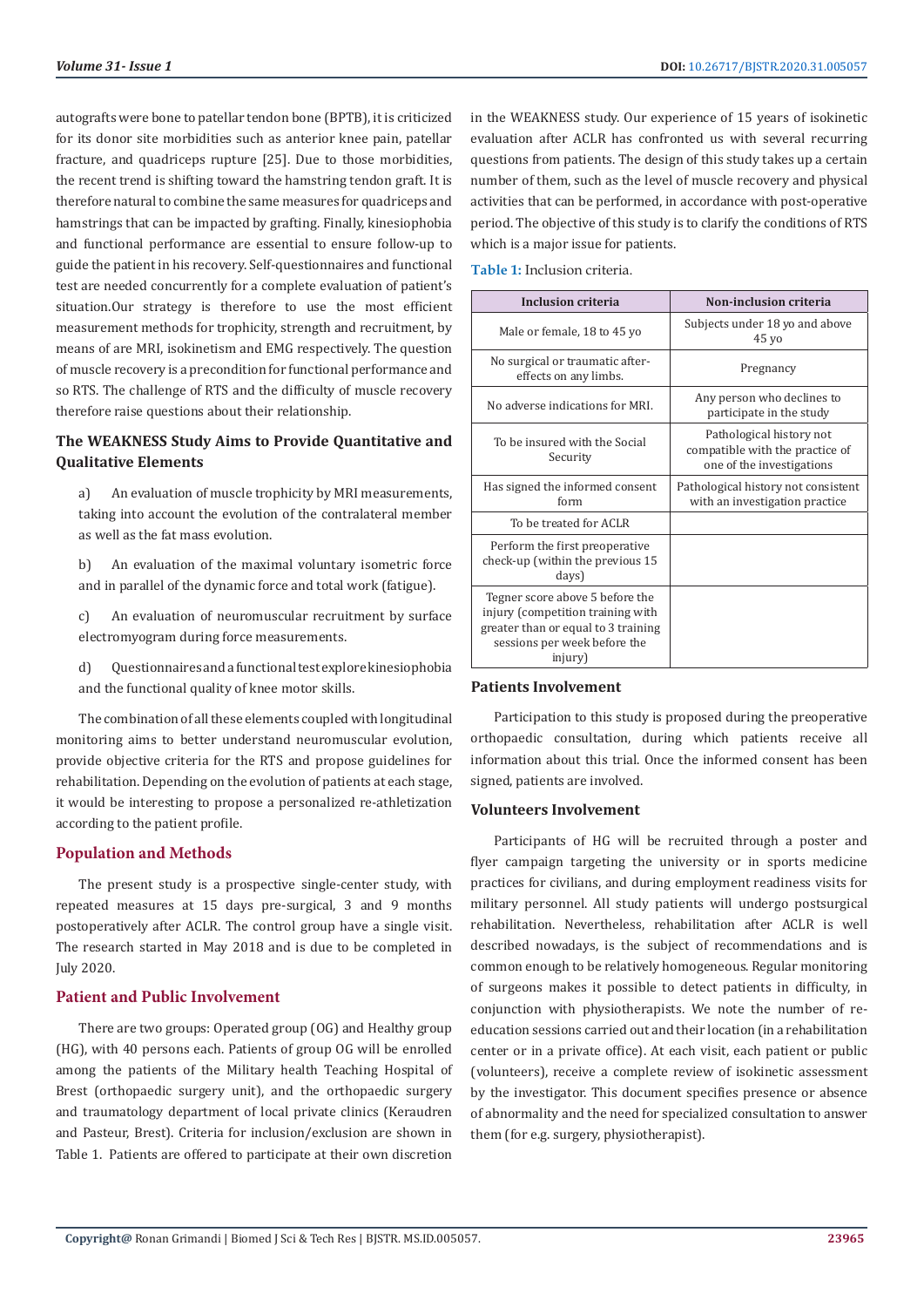autografts were bone to patellar tendon bone (BPTB), it is criticized for its donor site morbidities such as anterior knee pain, patellar fracture, and quadriceps rupture [25]. Due to those morbidities, the recent trend is shifting toward the hamstring tendon graft. It is therefore natural to combine the same measures for quadriceps and hamstrings that can be impacted by grafting. Finally, kinesiophobia and functional performance are essential to ensure follow-up to guide the patient in his recovery. Self-questionnaires and functional test are needed concurrently for a complete evaluation of patient's situation.Our strategy is therefore to use the most efficient measurement methods for trophicity, strength and recruitment, by means of are MRI, isokinetism and EMG respectively. The question of muscle recovery is a precondition for functional performance and so RTS. The challenge of RTS and the difficulty of muscle recovery therefore raise questions about their relationship.

### The WEAKNESS Study Aims to Provide Quantitative and Qualitative Elements

a) An evaluation of muscle trophicity by MRI measurements, taking into account the evolution of the contralateral member as well as the fat mass evolution.

b) An evaluation of the maximal voluntary isometric force and in parallel of the dynamic force and total work (fatigue).

c) An evaluation of neuromuscular recruitment by surface electromyogram during force measurements.

d) Questionnaires and a functional test explore kinesiophobia and the functional quality of knee motor skills.

The combination of all these elements coupled with longitudinal monitoring aims to better understand neuromuscular evolution, provide objective criteria for the RTS and propose guidelines for rehabilitation. Depending on the evolution of patients at each stage, it would be interesting to propose a personalized re-athletization according to the patient profile.

## Population and Methods

The present study is a prospective single-center study, with repeated measures at 15 days pre-surgical, 3 and 9 months postoperatively after ACLR. The control group have a single visit. The research started in May 2018 and is due to be completed in July 2020.

## Patient and Public Involvement

There are two groups: Operated group (OG) and Healthy group (HG), with 40 persons each. Patients of group OG will be enrolled among the patients of the Military health Teaching Hospital of Brest (orthopaedic surgery unit), and the orthopaedic surgery and traumatology department of local private clinics (Keraudren and Pasteur, Brest). Criteria for inclusion/exclusion are shown in Table 1. Patients are offered to participate at their own discretion in the WEAKNESS study. Our experience of 15 years of isokinetic evaluation after ACLR has confronted us with several recurring questions from patients. The design of this study takes up a certain number of them, such as the level of muscle recovery and physical activities that can be performed, in accordance with post-operative period. The objective of this study is to clarify the conditions of RTS which is a major issue for patients.

**Table 1:** Inclusion criteria.

| Inclusion criteria | Non-inclusion criteria |
|---|---|
| Male or female, 18 to 45 yo | Subjects under 18 yo and above 45 yo |
| No surgical or traumatic after-effects on any limbs. | Pregnancy |
| No adverse indications for MRI. | Any person who declines to participate in the study |
| To be insured with the Social Security | Pathological history not compatible with the practice of one of the investigations |
| Has signed the informed consent form | Pathological history not consistent with an investigation practice |
| To be treated for ACLR | |
| Perform the first preoperative check-up (within the previous 15 days) | |
| Tegner score above 5 before the injury (competition training with greater than or equal to 3 training sessions per week before the injury) | |

### Patients Involvement

Participation to this study is proposed during the preoperative orthopaedic consultation, during which patients receive all information about this trial. Once the informed consent has been signed, patients are involved.

### Volunteers Involvement

Participants of HG will be recruited through a poster and flyer campaign targeting the university or in sports medicine practices for civilians, and during employment readiness visits for military personnel. All study patients will undergo postsurgical rehabilitation. Nevertheless, rehabilitation after ACLR is well described nowadays, is the subject of recommendations and is common enough to be relatively homogeneous. Regular monitoring of surgeons makes it possible to detect patients in difficulty, in conjunction with physiotherapists. We note the number of re-education sessions carried out and their location (in a rehabilitation center or in a private office). At each visit, each patient or public (volunteers), receive a complete review of isokinetic assessment by the investigator. This document specifies presence or absence of abnormality and the need for specialized consultation to answer them (for e.g. surgery, physiotherapist).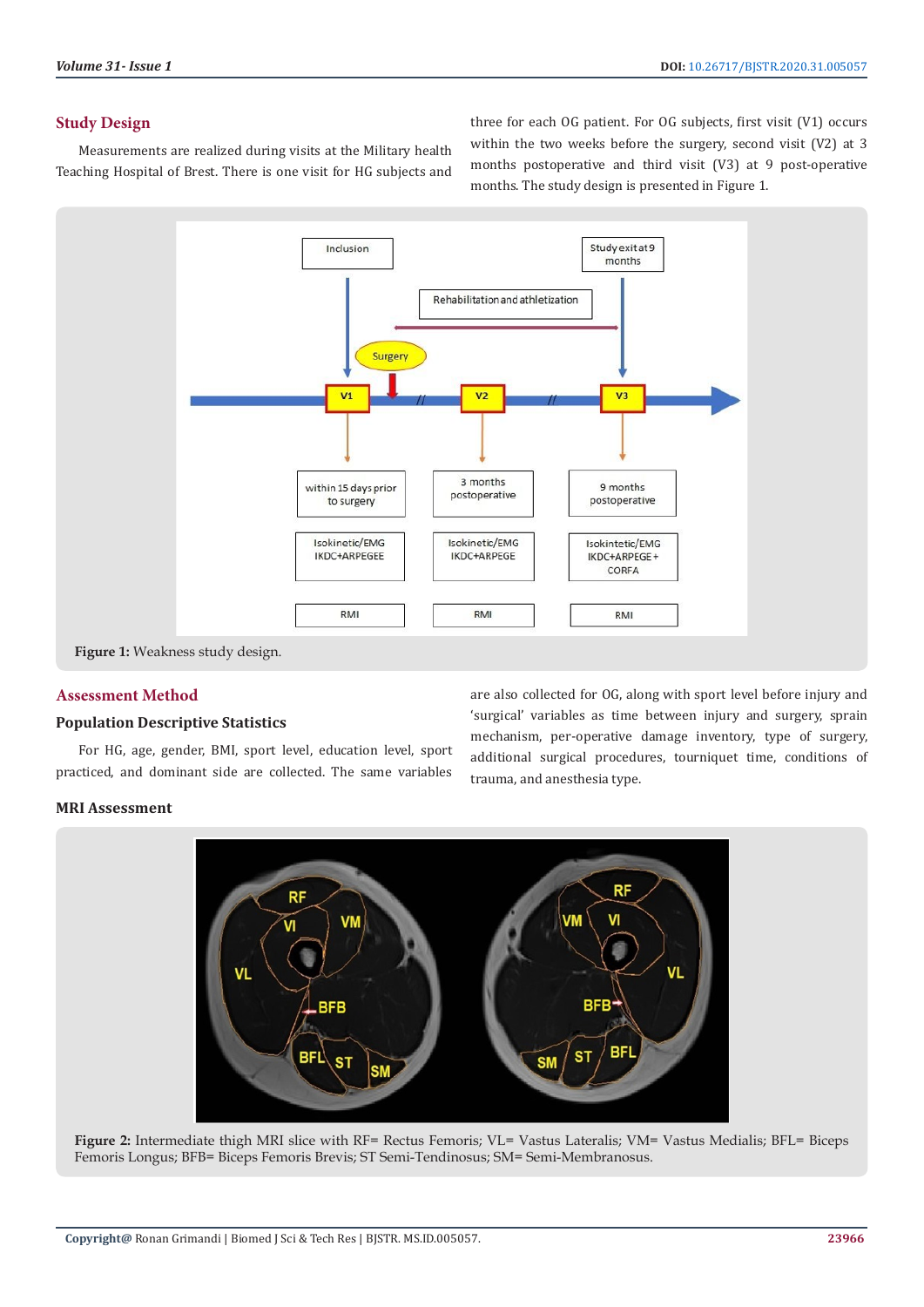## Study Design

Measurements are realized during visits at the Military health Teaching Hospital of Brest. There is one visit for HG subjects and three for each OG patient. For OG subjects, first visit (V1) occurs within the two weeks before the surgery, second visit (V2) at 3 months postoperative and third visit (V3) at 9 post-operative months. The study design is presented in Figure 1.

Inclusion

Study exit at 9 months

Rehabilitation and athletization

Surgery

V1

V2

V3

within 15 days prior to surgery

3 months postoperative

9 months postoperative

Isokinetic/EMG IKDC+ARPEGEE

Isokinetic/EMG IKDC+ARPEGE

Isokintetic/EMG IKDC+ARPEGE + CORFA

RMI

RMI

RMI

**Figure 1:** Weakness study design.

## Assessment Method

### Population Descriptive Statistics

For HG, age, gender, BMI, sport level, education level, sport practiced, and dominant side are collected. The same variables are also collected for OG, along with sport level before injury and 'surgical' variables as time between injury and surgery, sprain mechanism, per-operative damage inventory, type of surgery, additional surgical procedures, tourniquet time, conditions of trauma, and anesthesia type.

### MRI Assessment

RF

VI

VM

VL

BFB

BFL

ST

SM

**Figure 2:** Intermediate thigh MRI slice with RF= Rectus Femoris; VL= Vastus Lateralis; VM= Vastus Medialis; BFL= Biceps Femoris Longus; BFB= Biceps Femoris Brevis; ST Semi-Tendinosus; SM= Semi-Membranosus.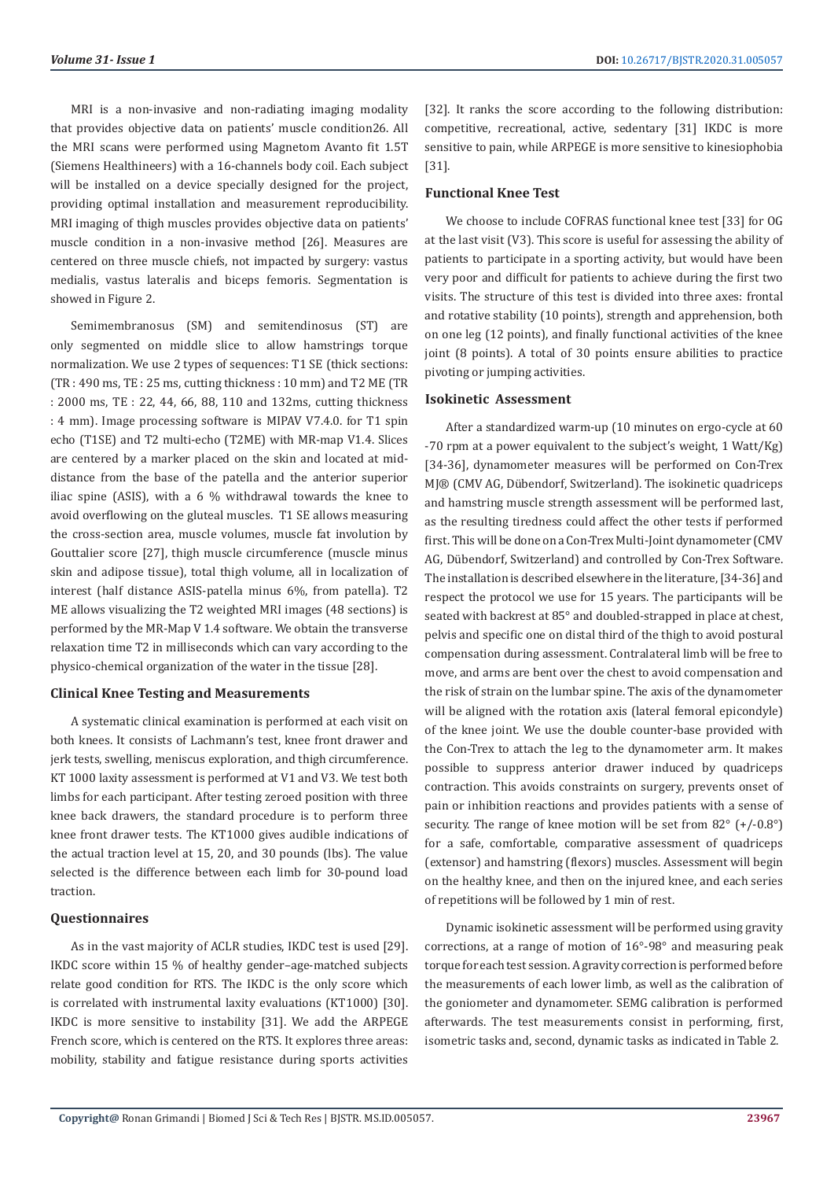MRI is a non-invasive and non-radiating imaging modality that provides objective data on patients' muscle condition26. All the MRI scans were performed using Magnetom Avanto fit 1.5T (Siemens Healthineers) with a 16-channels body coil. Each subject will be installed on a device specially designed for the project, providing optimal installation and measurement reproducibility. MRI imaging of thigh muscles provides objective data on patients' muscle condition in a non-invasive method [26]. Measures are centered on three muscle chiefs, not impacted by surgery: vastus medialis, vastus lateralis and biceps femoris. Segmentation is showed in Figure 2.

Semimembranosus (SM) and semitendinosus (ST) are only segmented on middle slice to allow hamstrings torque normalization. We use 2 types of sequences: T1 SE (thick sections: (TR : 490 ms, TE : 25 ms, cutting thickness : 10 mm) and T2 ME (TR : 2000 ms, TE : 22, 44, 66, 88, 110 and 132ms, cutting thickness : 4 mm). Image processing software is MIPAV V7.4.0. for T1 spin echo (T1SE) and T2 multi-echo (T2ME) with MR-map V1.4. Slices are centered by a marker placed on the skin and located at mid-distance from the base of the patella and the anterior superior iliac spine (ASIS), with a 6 % withdrawal towards the knee to avoid overflowing on the gluteal muscles. T1 SE allows measuring the cross-section area, muscle volumes, muscle fat involution by Gouttalier score [27], thigh muscle circumference (muscle minus skin and adipose tissue), total thigh volume, all in localization of interest (half distance ASIS-patella minus 6%, from patella). T2 ME allows visualizing the T2 weighted MRI images (48 sections) is performed by the MR-Map V 1.4 software. We obtain the transverse relaxation time T2 in milliseconds which can vary according to the physico-chemical organization of the water in the tissue [28].

### Clinical Knee Testing and Measurements

A systematic clinical examination is performed at each visit on both knees. It consists of Lachmann's test, knee front drawer and jerk tests, swelling, meniscus exploration, and thigh circumference. KT 1000 laxity assessment is performed at V1 and V3. We test both limbs for each participant. After testing zeroed position with three knee back drawers, the standard procedure is to perform three knee front drawer tests. The KT1000 gives audible indications of the actual traction level at 15, 20, and 30 pounds (lbs). The value selected is the difference between each limb for 30-pound load traction.

### Questionnaires

As in the vast majority of ACLR studies, IKDC test is used [29]. IKDC score within 15 % of healthy gender–age-matched subjects relate good condition for RTS. The IKDC is the only score which is correlated with instrumental laxity evaluations (KT1000) [30]. IKDC is more sensitive to instability [31]. We add the ARPEGE French score, which is centered on the RTS. It explores three areas: mobility, stability and fatigue resistance during sports activities [32]. It ranks the score according to the following distribution: competitive, recreational, active, sedentary [31] IKDC is more sensitive to pain, while ARPEGE is more sensitive to kinesiophobia [31].

### Functional Knee Test

We choose to include COFRAS functional knee test [33] for OG at the last visit (V3). This score is useful for assessing the ability of patients to participate in a sporting activity, but would have been very poor and difficult for patients to achieve during the first two visits. The structure of this test is divided into three axes: frontal and rotative stability (10 points), strength and apprehension, both on one leg (12 points), and finally functional activities of the knee joint (8 points). A total of 30 points ensure abilities to practice pivoting or jumping activities.

### Isokinetic Assessment

After a standardized warm-up (10 minutes on ergo-cycle at 60 -70 rpm at a power equivalent to the subject's weight, 1 Watt/Kg) [34-36], dynamometer measures will be performed on Con-Trex MJ® (CMV AG, Dübendorf, Switzerland). The isokinetic quadriceps and hamstring muscle strength assessment will be performed last, as the resulting tiredness could affect the other tests if performed first. This will be done on a Con-Trex Multi-Joint dynamometer (CMV AG, Dübendorf, Switzerland) and controlled by Con-Trex Software. The installation is described elsewhere in the literature, [34-36] and respect the protocol we use for 15 years. The participants will be seated with backrest at 85° and doubled-strapped in place at chest, pelvis and specific one on distal third of the thigh to avoid postural compensation during assessment. Contralateral limb will be free to move, and arms are bent over the chest to avoid compensation and the risk of strain on the lumbar spine. The axis of the dynamometer will be aligned with the rotation axis (lateral femoral epicondyle) of the knee joint. We use the double counter-base provided with the Con-Trex to attach the leg to the dynamometer arm. It makes possible to suppress anterior drawer induced by quadriceps contraction. This avoids constraints on surgery, prevents onset of pain or inhibition reactions and provides patients with a sense of security. The range of knee motion will be set from 82° (+/-0.8°) for a safe, comfortable, comparative assessment of quadriceps (extensor) and hamstring (flexors) muscles. Assessment will begin on the healthy knee, and then on the injured knee, and each series of repetitions will be followed by 1 min of rest.

Dynamic isokinetic assessment will be performed using gravity corrections, at a range of motion of 16°-98° and measuring peak torque for each test session. A gravity correction is performed before the measurements of each lower limb, as well as the calibration of the goniometer and dynamometer. SEMG calibration is performed afterwards. The test measurements consist in performing, first, isometric tasks and, second, dynamic tasks as indicated in Table 2.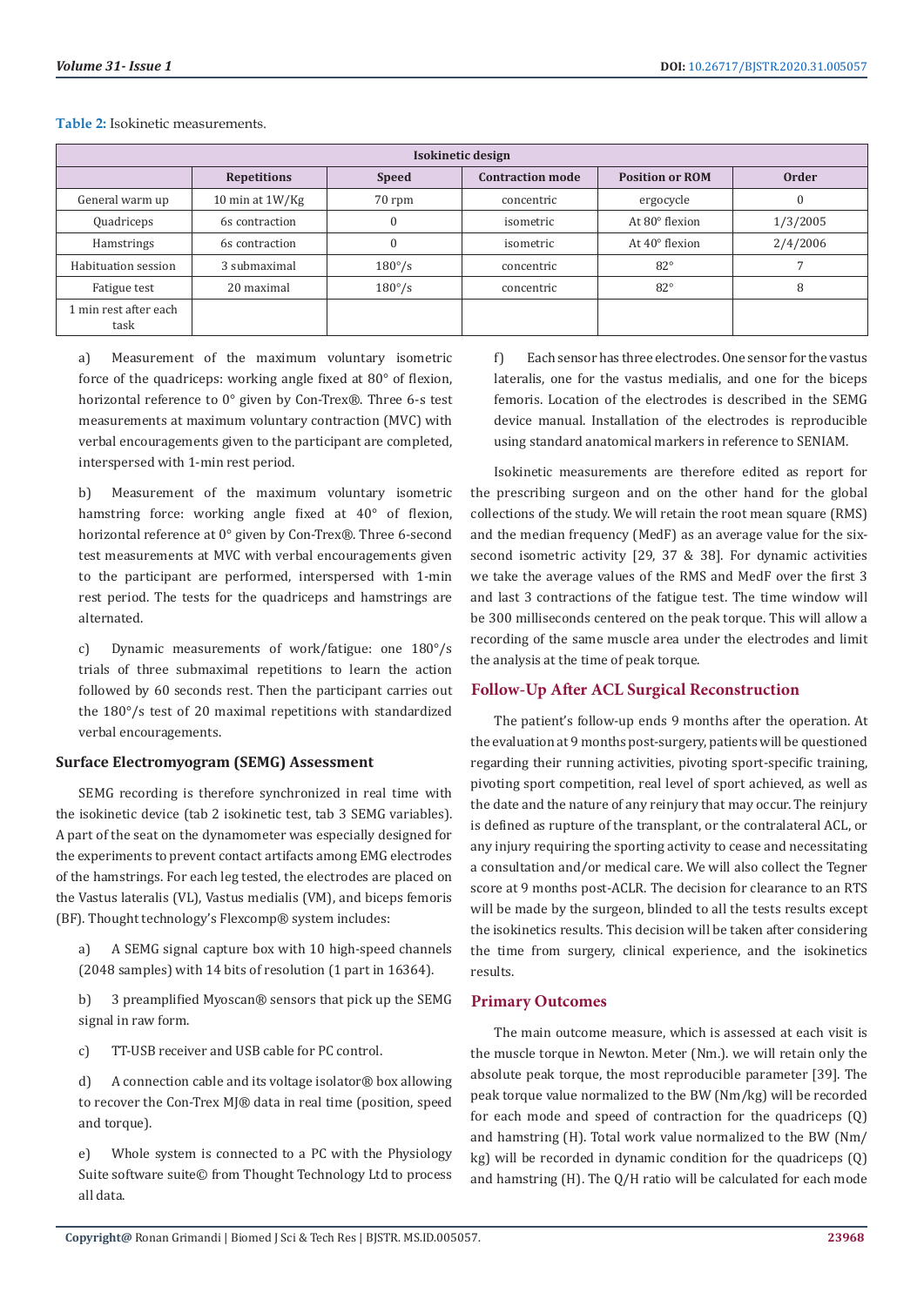**Table 2:** Isokinetic measurements.

| Isokinetic design | | | | | |
|---|---|---|---|---|---|
| | Repetitions | Speed | Contraction mode | Position or ROM | Order |
| General warm up | 10 min at 1W/Kg | 70 rpm | concentric | ergocycle | 0 |
| Quadriceps | 6s contraction | 0 | isometric | At 80° flexion | 1/3/2005 |
| Hamstrings | 6s contraction | 0 | isometric | At 40° flexion | 2/4/2006 |
| Habituation session | 3 submaximal | 180°/s | concentric | 82° | 7 |
| Fatigue test | 20 maximal | 180°/s | concentric | 82° | 8 |
| 1 min rest after each task | | | | | |

a) Measurement of the maximum voluntary isometric force of the quadriceps: working angle fixed at 80° of flexion, horizontal reference to 0° given by Con-Trex®. Three 6-s test measurements at maximum voluntary contraction (MVC) with verbal encouragements given to the participant are completed, interspersed with 1-min rest period.

b) Measurement of the maximum voluntary isometric hamstring force: working angle fixed at 40° of flexion, horizontal reference at 0° given by Con-Trex®. Three 6-second test measurements at MVC with verbal encouragements given to the participant are performed, interspersed with 1-min rest period. The tests for the quadriceps and hamstrings are alternated.

c) Dynamic measurements of work/fatigue: one 180°/s trials of three submaximal repetitions to learn the action followed by 60 seconds rest. Then the participant carries out the 180°/s test of 20 maximal repetitions with standardized verbal encouragements.

### Surface Electromyogram (SEMG) Assessment

SEMG recording is therefore synchronized in real time with the isokinetic device (tab 2 isokinetic test, tab 3 SEMG variables). A part of the seat on the dynamometer was especially designed for the experiments to prevent contact artifacts among EMG electrodes of the hamstrings. For each leg tested, the electrodes are placed on the Vastus lateralis (VL), Vastus medialis (VM), and biceps femoris (BF). Thought technology's Flexcomp® system includes:

a) A SEMG signal capture box with 10 high-speed channels (2048 samples) with 14 bits of resolution (1 part in 16364).

b) 3 preamplified Myoscan® sensors that pick up the SEMG signal in raw form.

c) TT-USB receiver and USB cable for PC control.

d) A connection cable and its voltage isolator® box allowing to recover the Con-Trex MJ® data in real time (position, speed and torque).

e) Whole system is connected to a PC with the Physiology Suite software suite© from Thought Technology Ltd to process all data.

f) Each sensor has three electrodes. One sensor for the vastus lateralis, one for the vastus medialis, and one for the biceps femoris. Location of the electrodes is described in the SEMG device manual. Installation of the electrodes is reproducible using standard anatomical markers in reference to SENIAM.

Isokinetic measurements are therefore edited as report for the prescribing surgeon and on the other hand for the global collections of the study. We will retain the root mean square (RMS) and the median frequency (MedF) as an average value for the six-second isometric activity [29, 37 & 38]. For dynamic activities we take the average values of the RMS and MedF over the first 3 and last 3 contractions of the fatigue test. The time window will be 300 milliseconds centered on the peak torque. This will allow a recording of the same muscle area under the electrodes and limit the analysis at the time of peak torque.

### Follow-Up After ACL Surgical Reconstruction

The patient's follow-up ends 9 months after the operation. At the evaluation at 9 months post-surgery, patients will be questioned regarding their running activities, pivoting sport-specific training, pivoting sport competition, real level of sport achieved, as well as the date and the nature of any reinjury that may occur. The reinjury is defined as rupture of the transplant, or the contralateral ACL, or any injury requiring the sporting activity to cease and necessitating a consultation and/or medical care. We will also collect the Tegner score at 9 months post-ACLR. The decision for clearance to an RTS will be made by the surgeon, blinded to all the tests results except the isokinetics results. This decision will be taken after considering the time from surgery, clinical experience, and the isokinetics results.

### Primary Outcomes

The main outcome measure, which is assessed at each visit is the muscle torque in Newton. Meter (Nm.). we will retain only the absolute peak torque, the most reproducible parameter [39]. The peak torque value normalized to the BW (Nm/kg) will be recorded for each mode and speed of contraction for the quadriceps (Q) and hamstring (H). Total work value normalized to the BW (Nm/kg) will be recorded in dynamic condition for the quadriceps (Q) and hamstring (H). The Q/H ratio will be calculated for each mode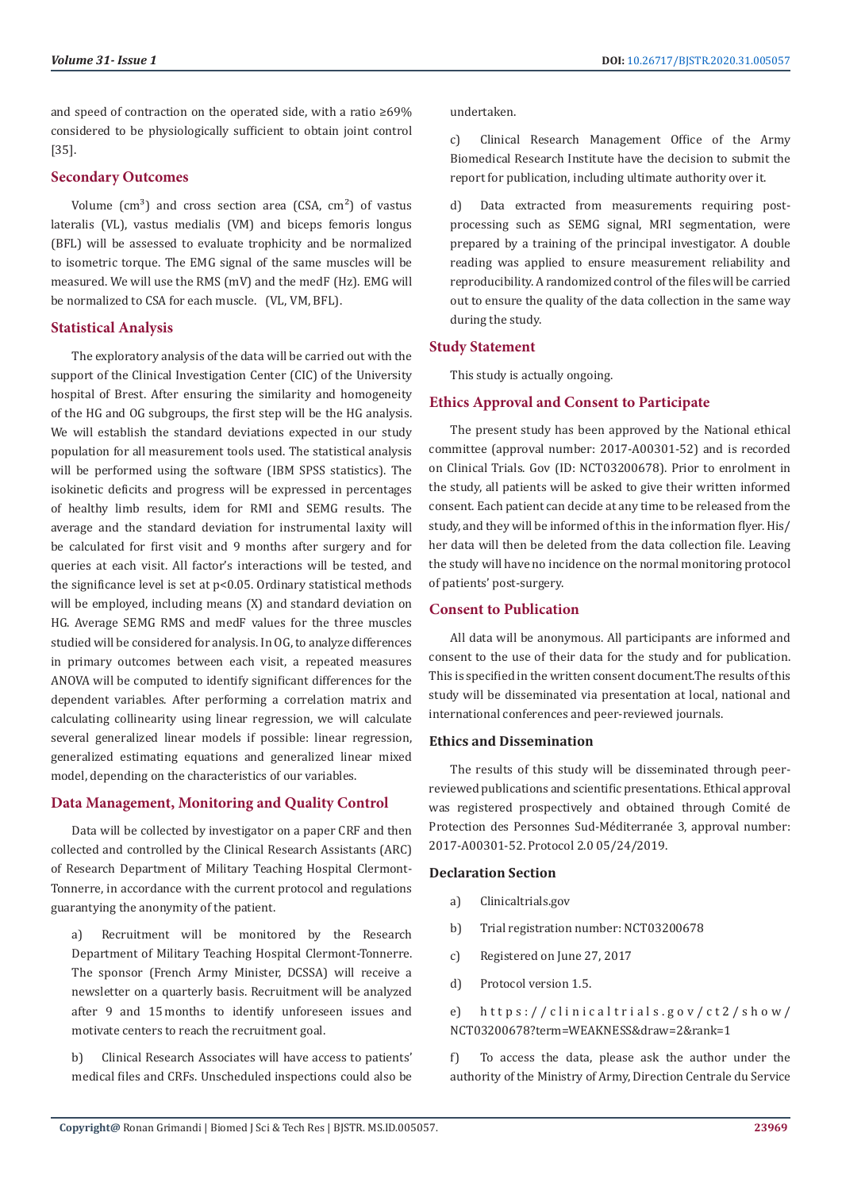and speed of contraction on the operated side, with a ratio ≥69% considered to be physiologically sufficient to obtain joint control [35].

## Secondary Outcomes

Volume ($cm^3$) and cross section area (CSA, $cm^2$) of vastus lateralis (VL), vastus medialis (VM) and biceps femoris longus (BFL) will be assessed to evaluate trophicity and be normalized to isometric torque. The EMG signal of the same muscles will be measured. We will use the RMS (mV) and the medF (Hz). EMG will be normalized to CSA for each muscle. (VL, VM, BFL).

## Statistical Analysis

The exploratory analysis of the data will be carried out with the support of the Clinical Investigation Center (CIC) of the University hospital of Brest. After ensuring the similarity and homogeneity of the HG and OG subgroups, the first step will be the HG analysis. We will establish the standard deviations expected in our study population for all measurement tools used. The statistical analysis will be performed using the software (IBM SPSS statistics). The isokinetic deficits and progress will be expressed in percentages of healthy limb results, idem for RMI and SEMG results. The average and the standard deviation for instrumental laxity will be calculated for first visit and 9 months after surgery and for queries at each visit. All factor's interactions will be tested, and the significance level is set at $p<0.05$. Ordinary statistical methods will be employed, including means (X) and standard deviation on HG. Average SEMG RMS and medF values for the three muscles studied will be considered for analysis. In OG, to analyze differences in primary outcomes between each visit, a repeated measures ANOVA will be computed to identify significant differences for the dependent variables. After performing a correlation matrix and calculating collinearity using linear regression, we will calculate several generalized linear models if possible: linear regression, generalized estimating equations and generalized linear mixed model, depending on the characteristics of our variables.

## Data Management, Monitoring and Quality Control

Data will be collected by investigator on a paper CRF and then collected and controlled by the Clinical Research Assistants (ARC) of Research Department of Military Teaching Hospital Clermont-Tonnerre, in accordance with the current protocol and regulations guarantying the anonymity of the patient.

a) Recruitment will be monitored by the Research Department of Military Teaching Hospital Clermont-Tonnerre. The sponsor (French Army Minister, DCSSA) will receive a newsletter on a quarterly basis. Recruitment will be analyzed after 9 and 15 months to identify unforeseen issues and motivate centers to reach the recruitment goal.

b) Clinical Research Associates will have access to patients' medical files and CRFs. Unscheduled inspections could also be undertaken.

c) Clinical Research Management Office of the Army Biomedical Research Institute have the decision to submit the report for publication, including ultimate authority over it.

d) Data extracted from measurements requiring post-processing such as SEMG signal, MRI segmentation, were prepared by a training of the principal investigator. A double reading was applied to ensure measurement reliability and reproducibility. A randomized control of the files will be carried out to ensure the quality of the data collection in the same way during the study.

## Study Statement

This study is actually ongoing.

## Ethics Approval and Consent to Participate

The present study has been approved by the National ethical committee (approval number: 2017-A00301-52) and is recorded on Clinical Trials. Gov (ID: NCT03200678). Prior to enrolment in the study, all patients will be asked to give their written informed consent. Each patient can decide at any time to be released from the study, and they will be informed of this in the information flyer. His/her data will then be deleted from the data collection file. Leaving the study will have no incidence on the normal monitoring protocol of patients' post-surgery.

## Consent to Publication

All data will be anonymous. All participants are informed and consent to the use of their data for the study and for publication. This is specified in the written consent document.The results of this study will be disseminated via presentation at local, national and international conferences and peer-reviewed journals.

### Ethics and Dissemination

The results of this study will be disseminated through peer-reviewed publications and scientific presentations. Ethical approval was registered prospectively and obtained through Comité de Protection des Personnes Sud-Méditerranée 3, approval number: 2017-A00301-52. Protocol 2.0 05/24/2019.

### Declaration Section

a) Clinicaltrials.gov

b) Trial registration number: NCT03200678

c) Registered on June 27, 2017

d) Protocol version 1.5.

e) https://clinicaltrials.gov/ct2/show/NCT03200678?term=WEAKNESS&draw=2&rank=1

f) To access the data, please ask the author under the authority of the Ministry of Army, Direction Centrale du Service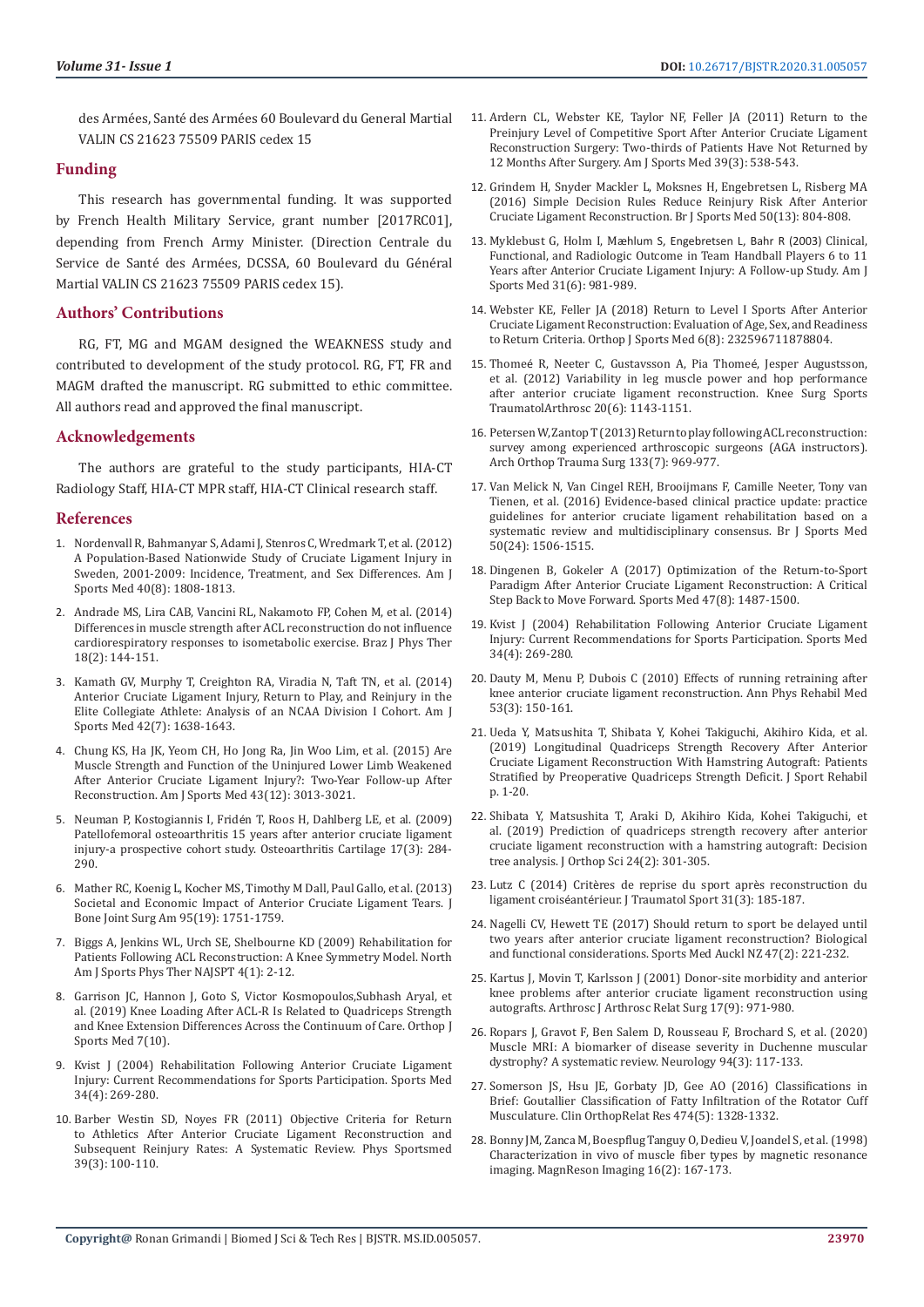des Armées, Santé des Armées 60 Boulevard du General Martial VALIN CS 21623 75509 PARIS cedex 15

## Funding

This research has governmental funding. It was supported by French Health Military Service, grant number [2017RC01], depending from French Army Minister. (Direction Centrale du Service de Santé des Armées, DCSSA, 60 Boulevard du Général Martial VALIN CS 21623 75509 PARIS cedex 15).

## Authors' Contributions

RG, FT, MG and MGAM designed the WEAKNESS study and contributed to development of the study protocol. RG, FT, FR and MAGM drafted the manuscript. RG submitted to ethic committee. All authors read and approved the final manuscript.

## Acknowledgements

The authors are grateful to the study participants, HIA-CT Radiology Staff, HIA-CT MPR staff, HIA-CT Clinical research staff.

## References

1. Nordenvall R, Bahmanyar S, Adami J, Stenros C, Wredmark T, et al. (2012) A Population-Based Nationwide Study of Cruciate Ligament Injury in Sweden, 2001-2009: Incidence, Treatment, and Sex Differences. Am J Sports Med 40(8): 1808-1813.
2. Andrade MS, Lira CAB, Vancini RL, Nakamoto FP, Cohen M, et al. (2014) Differences in muscle strength after ACL reconstruction do not influence cardiorespiratory responses to isometabolic exercise. Braz J Phys Ther 18(2): 144-151.
3. Kamath GV, Murphy T, Creighton RA, Viradia N, Taft TN, et al. (2014) Anterior Cruciate Ligament Injury, Return to Play, and Reinjury in the Elite Collegiate Athlete: Analysis of an NCAA Division I Cohort. Am J Sports Med 42(7): 1638-1643.
4. Chung KS, Ha JK, Yeom CH, Ho Jong Ra, Jin Woo Lim, et al. (2015) Are Muscle Strength and Function of the Uninjured Lower Limb Weakened After Anterior Cruciate Ligament Injury?: Two-Year Follow-up After Reconstruction. Am J Sports Med 43(12): 3013-3021.
5. Neuman P, Kostogiannis I, Fridén T, Roos H, Dahlberg LE, et al. (2009) Patellofemoral osteoarthritis 15 years after anterior cruciate ligament injury-a prospective cohort study. Osteoarthritis Cartilage 17(3): 284-290.
6. Mather RC, Koenig L, Kocher MS, Timothy M Dall, Paul Gallo, et al. (2013) Societal and Economic Impact of Anterior Cruciate Ligament Tears. J Bone Joint Surg Am 95(19): 1751-1759.
7. Biggs A, Jenkins WL, Urch SE, Shelbourne KD (2009) Rehabilitation for Patients Following ACL Reconstruction: A Knee Symmetry Model. North Am J Sports Phys Ther NAJSPT 4(1): 2-12.
8. Garrison JC, Hannon J, Goto S, Victor Kosmopoulos,Subhash Aryal, et al. (2019) Knee Loading After ACL-R Is Related to Quadriceps Strength and Knee Extension Differences Across the Continuum of Care. Orthop J Sports Med 7(10).
9. Kvist J (2004) Rehabilitation Following Anterior Cruciate Ligament Injury: Current Recommendations for Sports Participation. Sports Med 34(4): 269-280.
10. Barber Westin SD, Noyes FR (2011) Objective Criteria for Return to Athletics After Anterior Cruciate Ligament Reconstruction and Subsequent Reinjury Rates: A Systematic Review. Phys Sportsmed 39(3): 100-110.
11. Ardern CL, Webster KE, Taylor NF, Feller JA (2011) Return to the Preinjury Level of Competitive Sport After Anterior Cruciate Ligament Reconstruction Surgery: Two-thirds of Patients Have Not Returned by 12 Months After Surgery. Am J Sports Med 39(3): 538-543.
12. Grindem H, Snyder Mackler L, Moksnes H, Engebretsen L, Risberg MA (2016) Simple Decision Rules Reduce Reinjury Risk After Anterior Cruciate Ligament Reconstruction. Br J Sports Med 50(13): 804-808.
13. Myklebust G, Holm I, Mæhlum S, Engebretsen L, Bahr R (2003) Clinical, Functional, and Radiologic Outcome in Team Handball Players 6 to 11 Years after Anterior Cruciate Ligament Injury: A Follow-up Study. Am J Sports Med 31(6): 981-989.
14. Webster KE, Feller JA (2018) Return to Level I Sports After Anterior Cruciate Ligament Reconstruction: Evaluation of Age, Sex, and Readiness to Return Criteria. Orthop J Sports Med 6(8): 232596711878804.
15. Thomeé R, Neeter C, Gustavsson A, Pia Thomeé, Jesper Augustsson, et al. (2012) Variability in leg muscle power and hop performance after anterior cruciate ligament reconstruction. Knee Surg Sports TraumatolArthrosc 20(6): 1143-1151.
16. Petersen W,Zantop T (2013) Return to play following ACL reconstruction: survey among experienced arthroscopic surgeons (AGA instructors). Arch Orthop Trauma Surg 133(7): 969-977.
17. Van Melick N, Van Cingel REH, Brooijmans F, Camille Neeter, Tony van Tienen, et al. (2016) Evidence-based clinical practice update: practice guidelines for anterior cruciate ligament rehabilitation based on a systematic review and multidisciplinary consensus. Br J Sports Med 50(24): 1506-1515.
18. Dingenen B, Gokeler A (2017) Optimization of the Return-to-Sport Paradigm After Anterior Cruciate Ligament Reconstruction: A Critical Step Back to Move Forward. Sports Med 47(8): 1487-1500.
19. Kvist J (2004) Rehabilitation Following Anterior Cruciate Ligament Injury: Current Recommendations for Sports Participation. Sports Med 34(4): 269-280.
20. Dauty M, Menu P, Dubois C (2010) Effects of running retraining after knee anterior cruciate ligament reconstruction. Ann Phys Rehabil Med 53(3): 150-161.
21. Ueda Y, Matsushita T, Shibata Y, Kohei Takiguchi, Akihiro Kida, et al. (2019) Longitudinal Quadriceps Strength Recovery After Anterior Cruciate Ligament Reconstruction With Hamstring Autograft: Patients Stratified by Preoperative Quadriceps Strength Deficit. J Sport Rehabil p. 1-20.
22. Shibata Y, Matsushita T, Araki D, Akihiro Kida, Kohei Takiguchi, et al. (2019) Prediction of quadriceps strength recovery after anterior cruciate ligament reconstruction with a hamstring autograft: Decision tree analysis. J Orthop Sci 24(2): 301-305.
23. Lutz C (2014) Critères de reprise du sport après reconstruction du ligament croiséantérieur. J Traumatol Sport 31(3): 185-187.
24. Nagelli CV, Hewett TE (2017) Should return to sport be delayed until two years after anterior cruciate ligament reconstruction? Biological and functional considerations. Sports Med Auckl NZ 47(2): 221-232.
25. Kartus J, Movin T, Karlsson J (2001) Donor-site morbidity and anterior knee problems after anterior cruciate ligament reconstruction using autografts. Arthrosc J Arthrosc Relat Surg 17(9): 971-980.
26. Ropars J, Gravot F, Ben Salem D, Rousseau F, Brochard S, et al. (2020) Muscle MRI: A biomarker of disease severity in Duchenne muscular dystrophy? A systematic review. Neurology 94(3): 117-133.
27. Somerson JS, Hsu JE, Gorbaty JD, Gee AO (2016) Classifications in Brief: Goutallier Classification of Fatty Infiltration of the Rotator Cuff Musculature. Clin OrthopRelat Res 474(5): 1328-1332.
28. Bonny JM, Zanca M, Boespflug Tanguy O, Dedieu V, Joandel S, et al. (1998) Characterization in vivo of muscle fiber types by magnetic resonance imaging. MagnReson Imaging 16(2): 167-173.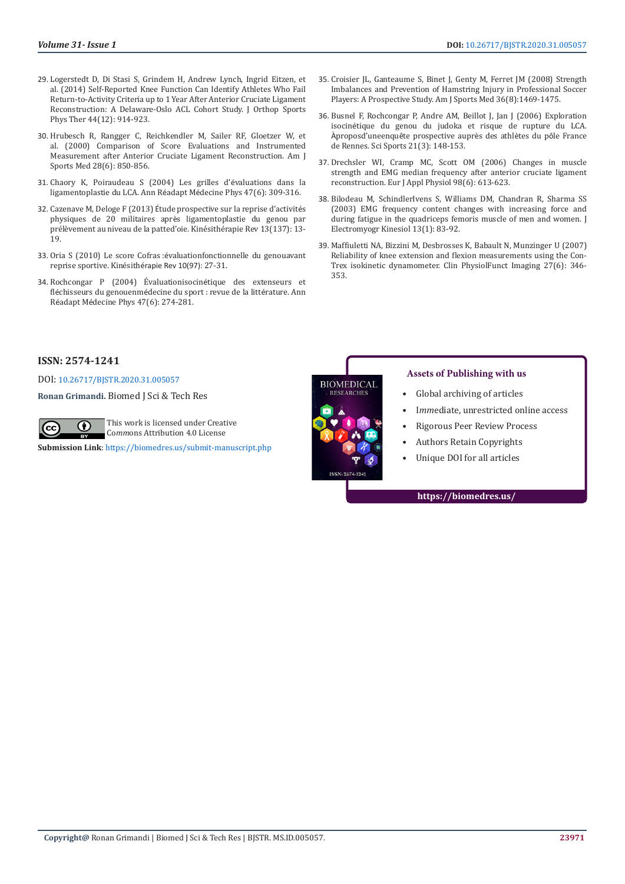29. Logerstedt D, Di Stasi S, Grindem H, Andrew Lynch, Ingrid Eitzen, et al. (2014) Self-Reported Knee Function Can Identify Athletes Who Fail Return-to-Activity Criteria up to 1 Year After Anterior Cruciate Ligament Reconstruction: A Delaware-Oslo ACL Cohort Study. J Orthop Sports Phys Ther 44(12): 914-923.
30. Hrubesch R, Rangger C, Reichkendler M, Sailer RF, Gloetzer W, et al. (2000) Comparison of Score Evaluations and Instrumented Measurement after Anterior Cruciate Ligament Reconstruction. Am J Sports Med 28(6): 850-856.
31. Chaory K, Poiraudeau S (2004) Les grilles d'évaluations dans la ligamentoplastie du LCA. Ann Réadapt Médecine Phys 47(6): 309-316.
32. Cazenave M, Deloge F (2013) Étude prospective sur la reprise d'activités physiques de 20 militaires après ligamentoplastie du genou par prélèvement au niveau de la patted'oie. Kinésithérapie Rev 13(137): 13-19.
33. Oria S (2010) Le score Cofras :évaluationfonctionnelle du genouavant reprise sportive. Kinésithérapie Rev 10(97): 27-31.
34. Rochcongar P (2004) Évaluationisocinétique des extenseurs et fléchisseurs du genouenmédecine du sport : revue de la littérature. Ann Réadapt Médecine Phys 47(6): 274-281.
35. Croisier JL, Ganteaume S, Binet J, Genty M, Ferret JM (2008) Strength Imbalances and Prevention of Hamstring Injury in Professional Soccer Players: A Prospective Study. Am J Sports Med 36(8):1469-1475.
36. Busnel F, Rochcongar P, Andre AM, Beillot J, Jan J (2006) Exploration isocinétique du genou du judoka et risque de rupture du LCA. Àproposd'uneenquête prospective auprès des athlètes du pôle France de Rennes. Sci Sports 21(3): 148-153.
37. Drechsler WI, Cramp MC, Scott OM (2006) Changes in muscle strength and EMG median frequency after anterior cruciate ligament reconstruction. Eur J Appl Physiol 98(6): 613-623.
38. Bilodeau M, SchindlerIvens S, Williams DM, Chandran R, Sharma SS (2003) EMG frequency content changes with increasing force and during fatigue in the quadriceps femoris muscle of men and women. J Electromyogr Kinesiol 13(1): 83-92.
39. Maffiuletti NA, Bizzini M, Desbrosses K, Babault N, Munzinger U (2007) Reliability of knee extension and flexion measurements using the Con-Trex isokinetic dynamometer. Clin PhysiolFunct Imaging 27(6): 346-353.

**ISSN: 2574-1241**

DOI: 10.26717/BJSTR.2020.31.005057

**Ronan Grimandi.** Biomed J Sci & Tech Res

This work is licensed under Creative Commons Attribution 4.0 License

**Submission Link**: https://biomedres.us/submit-manuscript.php

**Assets of Publishing with us**

- Global archiving of articles
- Immediate, unrestricted online access
- Rigorous Peer Review Process
- Authors Retain Copyrights
- Unique DOI for all articles

**https://biomedres.us/**